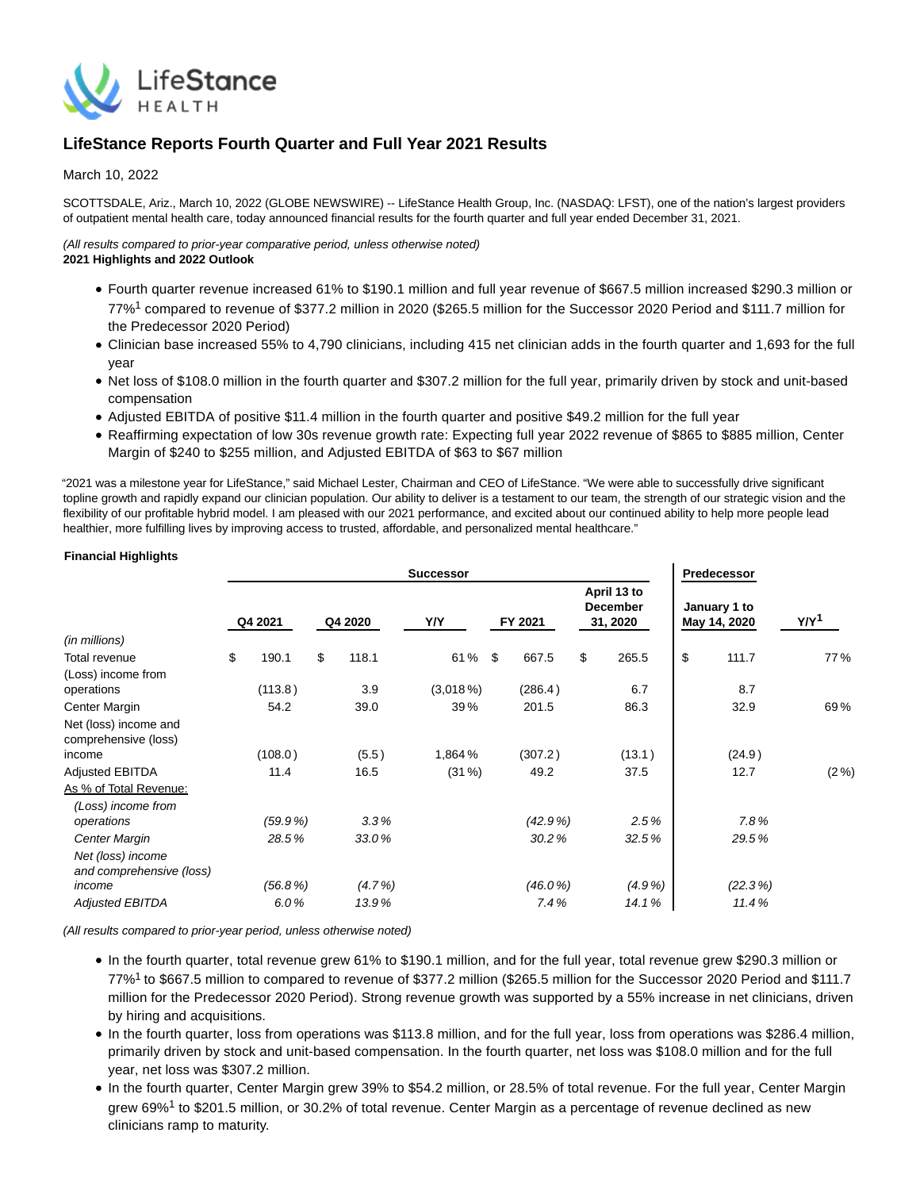# LifeStance Reports Fourth Quarter and Full Year 2021 Results

March 10, 2022

SCOTTSDALE, Ariz., March 10, 2022 (GLOBE NEWSWIRE) -- LifeStance Health Group, Inc. (NASDAQ: LFST), one of the nation's largest providers of outpatient mental health care, today announced financial results for the fourth quarter and full year ended December 31, 2021.

*(All results compared to prior-year comparative period, unless otherwise noted)*
**2021 Highlights and 2022 Outlook**

- Fourth quarter revenue increased 61% to $190.1 million and full year revenue of $667.5 million increased $290.3 million or 77%[1] compared to revenue of $377.2 million in 2020 ($265.5 million for the Successor 2020 Period and $111.7 million for the Predecessor 2020 Period)
- Clinician base increased 55% to 4,790 clinicians, including 415 net clinician adds in the fourth quarter and 1,693 for the full year
- Net loss of $108.0 million in the fourth quarter and $307.2 million for the full year, primarily driven by stock and unit-based compensation
- Adjusted EBITDA of positive $11.4 million in the fourth quarter and positive $49.2 million for the full year
- Reaffirming expectation of low 30s revenue growth rate: Expecting full year 2022 revenue of $865 to $885 million, Center Margin of $240 to $255 million, and Adjusted EBITDA of $63 to $67 million

"2021 was a milestone year for LifeStance," said Michael Lester, Chairman and CEO of LifeStance. "We were able to successfully drive significant topline growth and rapidly expand our clinician population. Our ability to deliver is a testament to our team, the strength of our strategic vision and the flexibility of our profitable hybrid model. I am pleased with our 2021 performance, and excited about our continued ability to help more people lead healthier, more fulfilling lives by improving access to trusted, affordable, and personalized mental healthcare."

**Financial Highlights**

| | Successor | | | | | Predecessor | |
|---|---|---|---|---|---|---|---|
| *(in millions)* | Q4 2021 | Q4 2020 | Y/Y | FY 2021 | April 13 to December 31, 2020 | January 1 to May 14, 2020 | Y/Y[1] |
| Total revenue | $ 190.1 | $ 118.1 | 61% | $ 667.5 | $ 265.5 | $ 111.7 | 77% |
| (Loss) income from operations | (113.8) | 3.9 | (3,018%) | (286.4) | 6.7 | 8.7 | |
| Center Margin | 54.2 | 39.0 | 39% | 201.5 | 86.3 | 32.9 | 69% |
| Net (loss) income and comprehensive (loss) income | (108.0) | (5.5) | 1,864% | (307.2) | (13.1) | (24.9) | |
| Adjusted EBITDA | 11.4 | 16.5 | (31%) | 49.2 | 37.5 | 12.7 | (2%) |
| As % of Total Revenue: | | | | | | | |
| *(Loss) income from operations* | *(59.9%)* | *3.3%* | | *(42.9%)* | *2.5%* | *7.8%* | |
| *Center Margin* | *28.5%* | *33.0%* | | *30.2%* | *32.5%* | *29.5%* | |
| *Net (loss) income and comprehensive (loss) income* | *(56.8%)* | *(4.7%)* | | *(46.0%)* | *(4.9%)* | *(22.3%)* | |
| *Adjusted EBITDA* | *6.0%* | *13.9%* | | *7.4%* | *14.1%* | *11.4%* | |

*(All results compared to prior-year period, unless otherwise noted)*

- In the fourth quarter, total revenue grew 61% to $190.1 million, and for the full year, total revenue grew $290.3 million or 77%[1] to $667.5 million to compared to revenue of $377.2 million ($265.5 million for the Successor 2020 Period and $111.7 million for the Predecessor 2020 Period). Strong revenue growth was supported by a 55% increase in net clinicians, driven by hiring and acquisitions.
- In the fourth quarter, loss from operations was $113.8 million, and for the full year, loss from operations was $286.4 million, primarily driven by stock and unit-based compensation. In the fourth quarter, net loss was $108.0 million and for the full year, net loss was $307.2 million.
- In the fourth quarter, Center Margin grew 39% to $54.2 million, or 28.5% of total revenue. For the full year, Center Margin grew 69%[1] to $201.5 million, or 30.2% of total revenue. Center Margin as a percentage of revenue declined as new clinicians ramp to maturity.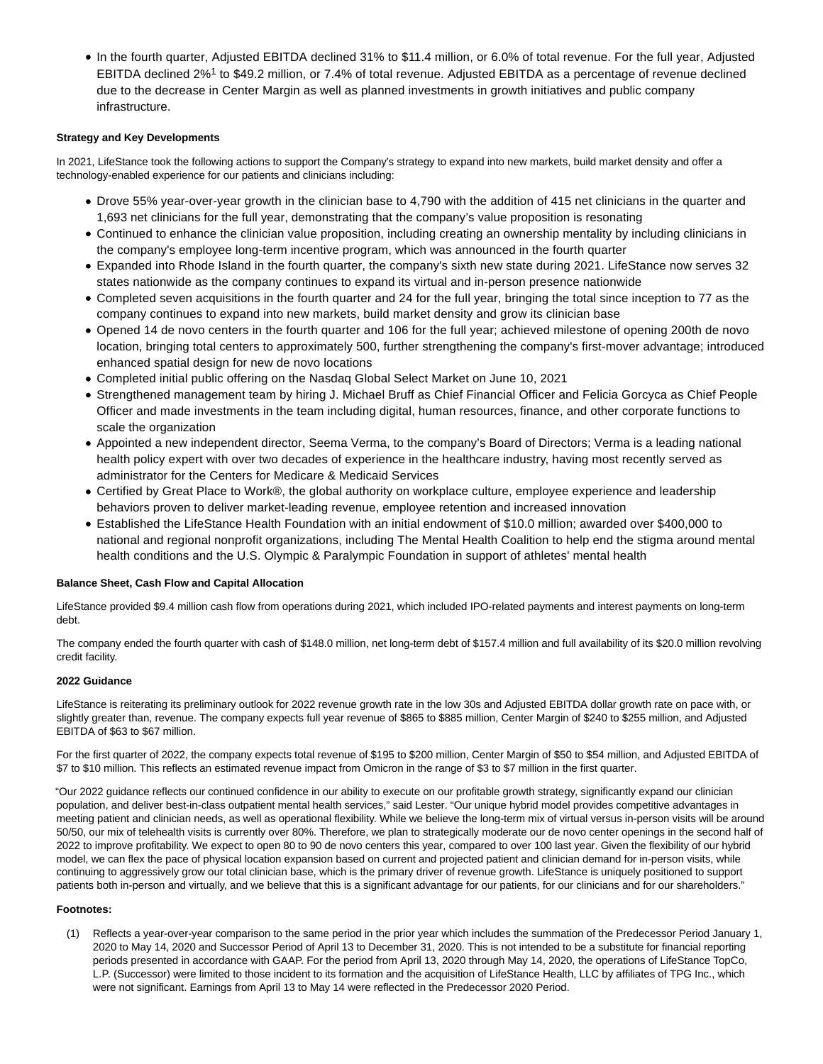- In the fourth quarter, Adjusted EBITDA declined 31% to $11.4 million, or 6.0% of total revenue. For the full year, Adjusted EBITDA declined 2%[1] to $49.2 million, or 7.4% of total revenue. Adjusted EBITDA as a percentage of revenue declined due to the decrease in Center Margin as well as planned investments in growth initiatives and public company infrastructure.

**Strategy and Key Developments**

In 2021, LifeStance took the following actions to support the Company's strategy to expand into new markets, build market density and offer a technology-enabled experience for our patients and clinicians including:

- Drove 55% year-over-year growth in the clinician base to 4,790 with the addition of 415 net clinicians in the quarter and 1,693 net clinicians for the full year, demonstrating that the company's value proposition is resonating
- Continued to enhance the clinician value proposition, including creating an ownership mentality by including clinicians in the company's employee long-term incentive program, which was announced in the fourth quarter
- Expanded into Rhode Island in the fourth quarter, the company's sixth new state during 2021. LifeStance now serves 32 states nationwide as the company continues to expand its virtual and in-person presence nationwide
- Completed seven acquisitions in the fourth quarter and 24 for the full year, bringing the total since inception to 77 as the company continues to expand into new markets, build market density and grow its clinician base
- Opened 14 de novo centers in the fourth quarter and 106 for the full year; achieved milestone of opening 200th de novo location, bringing total centers to approximately 500, further strengthening the company's first-mover advantage; introduced enhanced spatial design for new de novo locations
- Completed initial public offering on the Nasdaq Global Select Market on June 10, 2021
- Strengthened management team by hiring J. Michael Bruff as Chief Financial Officer and Felicia Gorcyca as Chief People Officer and made investments in the team including digital, human resources, finance, and other corporate functions to scale the organization
- Appointed a new independent director, Seema Verma, to the company's Board of Directors; Verma is a leading national health policy expert with over two decades of experience in the healthcare industry, having most recently served as administrator for the Centers for Medicare & Medicaid Services
- Certified by Great Place to Work®, the global authority on workplace culture, employee experience and leadership behaviors proven to deliver market-leading revenue, employee retention and increased innovation
- Established the LifeStance Health Foundation with an initial endowment of $10.0 million; awarded over $400,000 to national and regional nonprofit organizations, including The Mental Health Coalition to help end the stigma around mental health conditions and the U.S. Olympic & Paralympic Foundation in support of athletes' mental health

**Balance Sheet, Cash Flow and Capital Allocation**

LifeStance provided $9.4 million cash flow from operations during 2021, which included IPO-related payments and interest payments on long-term debt.

The company ended the fourth quarter with cash of $148.0 million, net long-term debt of $157.4 million and full availability of its $20.0 million revolving credit facility.

**2022 Guidance**

LifeStance is reiterating its preliminary outlook for 2022 revenue growth rate in the low 30s and Adjusted EBITDA dollar growth rate on pace with, or slightly greater than, revenue. The company expects full year revenue of $865 to $885 million, Center Margin of $240 to $255 million, and Adjusted EBITDA of $63 to $67 million.

For the first quarter of 2022, the company expects total revenue of $195 to $200 million, Center Margin of $50 to $54 million, and Adjusted EBITDA of $7 to $10 million. This reflects an estimated revenue impact from Omicron in the range of $3 to $7 million in the first quarter.

"Our 2022 guidance reflects our continued confidence in our ability to execute on our profitable growth strategy, significantly expand our clinician population, and deliver best-in-class outpatient mental health services," said Lester. "Our unique hybrid model provides competitive advantages in meeting patient and clinician needs, as well as operational flexibility. While we believe the long-term mix of virtual versus in-person visits will be around 50/50, our mix of telehealth visits is currently over 80%. Therefore, we plan to strategically moderate our de novo center openings in the second half of 2022 to improve profitability. We expect to open 80 to 90 de novo centers this year, compared to over 100 last year. Given the flexibility of our hybrid model, we can flex the pace of physical location expansion based on current and projected patient and clinician demand for in-person visits, while continuing to aggressively grow our total clinician base, which is the primary driver of revenue growth. LifeStance is uniquely positioned to support patients both in-person and virtually, and we believe that this is a significant advantage for our patients, for our clinicians and for our shareholders."

**Footnotes:**

(1) Reflects a year-over-year comparison to the same period in the prior year which includes the summation of the Predecessor Period January 1, 2020 to May 14, 2020 and Successor Period of April 13 to December 31, 2020. This is not intended to be a substitute for financial reporting periods presented in accordance with GAAP. For the period from April 13, 2020 through May 14, 2020, the operations of LifeStance TopCo, L.P. (Successor) were limited to those incident to its formation and the acquisition of LifeStance Health, LLC by affiliates of TPG Inc., which were not significant. Earnings from April 13 to May 14 were reflected in the Predecessor 2020 Period.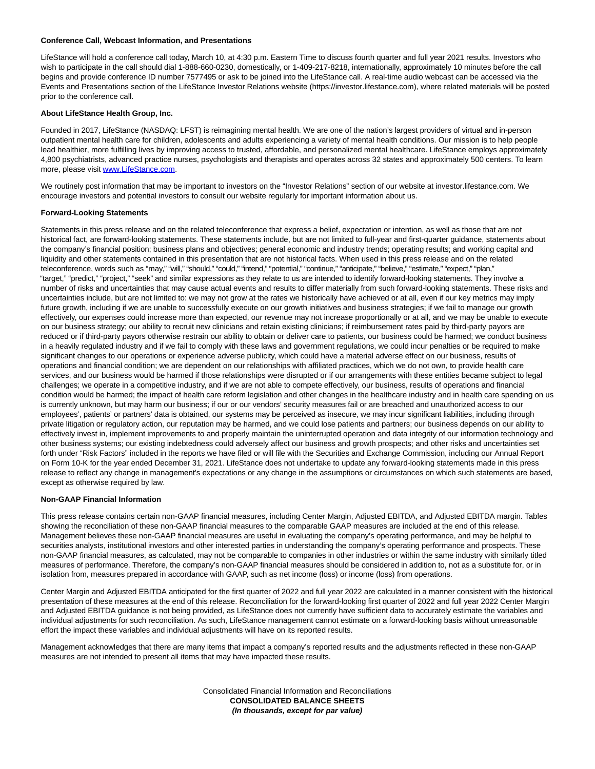**Conference Call, Webcast Information, and Presentations**

LifeStance will hold a conference call today, March 10, at 4:30 p.m. Eastern Time to discuss fourth quarter and full year 2021 results. Investors who wish to participate in the call should dial 1-888-660-0230, domestically, or 1-409-217-8218, internationally, approximately 10 minutes before the call begins and provide conference ID number 7577495 or ask to be joined into the LifeStance call. A real-time audio webcast can be accessed via the Events and Presentations section of the LifeStance Investor Relations website (https://investor.lifestance.com), where related materials will be posted prior to the conference call.

**About LifeStance Health Group, Inc.**

Founded in 2017, LifeStance (NASDAQ: LFST) is reimagining mental health. We are one of the nation's largest providers of virtual and in-person outpatient mental health care for children, adolescents and adults experiencing a variety of mental health conditions. Our mission is to help people lead healthier, more fulfilling lives by improving access to trusted, affordable, and personalized mental healthcare. LifeStance employs approximately 4,800 psychiatrists, advanced practice nurses, psychologists and therapists and operates across 32 states and approximately 500 centers. To learn more, please visit [www.LifeStance.com](www.LifeStance.com).

We routinely post information that may be important to investors on the "Investor Relations" section of our website at investor.lifestance.com. We encourage investors and potential investors to consult our website regularly for important information about us.

**Forward-Looking Statements**

Statements in this press release and on the related teleconference that express a belief, expectation or intention, as well as those that are not historical fact, are forward-looking statements. These statements include, but are not limited to full-year and first-quarter guidance, statements about the company's financial position; business plans and objectives; general economic and industry trends; operating results; and working capital and liquidity and other statements contained in this presentation that are not historical facts. When used in this press release and on the related teleconference, words such as "may," "will," "should," "could," "intend," "potential," "continue," "anticipate," "believe," "estimate," "expect," "plan," "target," "predict," "project," "seek" and similar expressions as they relate to us are intended to identify forward-looking statements. They involve a number of risks and uncertainties that may cause actual events and results to differ materially from such forward-looking statements. These risks and uncertainties include, but are not limited to: we may not grow at the rates we historically have achieved or at all, even if our key metrics may imply future growth, including if we are unable to successfully execute on our growth initiatives and business strategies; if we fail to manage our growth effectively, our expenses could increase more than expected, our revenue may not increase proportionally or at all, and we may be unable to execute on our business strategy; our ability to recruit new clinicians and retain existing clinicians; if reimbursement rates paid by third-party payors are reduced or if third-party payors otherwise restrain our ability to obtain or deliver care to patients, our business could be harmed; we conduct business in a heavily regulated industry and if we fail to comply with these laws and government regulations, we could incur penalties or be required to make significant changes to our operations or experience adverse publicity, which could have a material adverse effect on our business, results of operations and financial condition; we are dependent on our relationships with affiliated practices, which we do not own, to provide health care services, and our business would be harmed if those relationships were disrupted or if our arrangements with these entities became subject to legal challenges; we operate in a competitive industry, and if we are not able to compete effectively, our business, results of operations and financial condition would be harmed; the impact of health care reform legislation and other changes in the healthcare industry and in health care spending on us is currently unknown, but may harm our business; if our or our vendors' security measures fail or are breached and unauthorized access to our employees', patients' or partners' data is obtained, our systems may be perceived as insecure, we may incur significant liabilities, including through private litigation or regulatory action, our reputation may be harmed, and we could lose patients and partners; our business depends on our ability to effectively invest in, implement improvements to and properly maintain the uninterrupted operation and data integrity of our information technology and other business systems; our existing indebtedness could adversely affect our business and growth prospects; and other risks and uncertainties set forth under "Risk Factors" included in the reports we have filed or will file with the Securities and Exchange Commission, including our Annual Report on Form 10-K for the year ended December 31, 2021. LifeStance does not undertake to update any forward-looking statements made in this press release to reflect any change in management's expectations or any change in the assumptions or circumstances on which such statements are based, except as otherwise required by law.

**Non-GAAP Financial Information**

This press release contains certain non-GAAP financial measures, including Center Margin, Adjusted EBITDA, and Adjusted EBITDA margin. Tables showing the reconciliation of these non-GAAP financial measures to the comparable GAAP measures are included at the end of this release. Management believes these non-GAAP financial measures are useful in evaluating the company's operating performance, and may be helpful to securities analysts, institutional investors and other interested parties in understanding the company's operating performance and prospects. These non-GAAP financial measures, as calculated, may not be comparable to companies in other industries or within the same industry with similarly titled measures of performance. Therefore, the company's non-GAAP financial measures should be considered in addition to, not as a substitute for, or in isolation from, measures prepared in accordance with GAAP, such as net income (loss) or income (loss) from operations.

Center Margin and Adjusted EBITDA anticipated for the first quarter of 2022 and full year 2022 are calculated in a manner consistent with the historical presentation of these measures at the end of this release. Reconciliation for the forward-looking first quarter of 2022 and full year 2022 Center Margin and Adjusted EBITDA guidance is not being provided, as LifeStance does not currently have sufficient data to accurately estimate the variables and individual adjustments for such reconciliation. As such, LifeStance management cannot estimate on a forward-looking basis without unreasonable effort the impact these variables and individual adjustments will have on its reported results.

Management acknowledges that there are many items that impact a company's reported results and the adjustments reflected in these non-GAAP measures are not intended to present all items that may have impacted these results.

Consolidated Financial Information and Reconciliations

**CONSOLIDATED BALANCE SHEETS**

***(In thousands, except for par value)***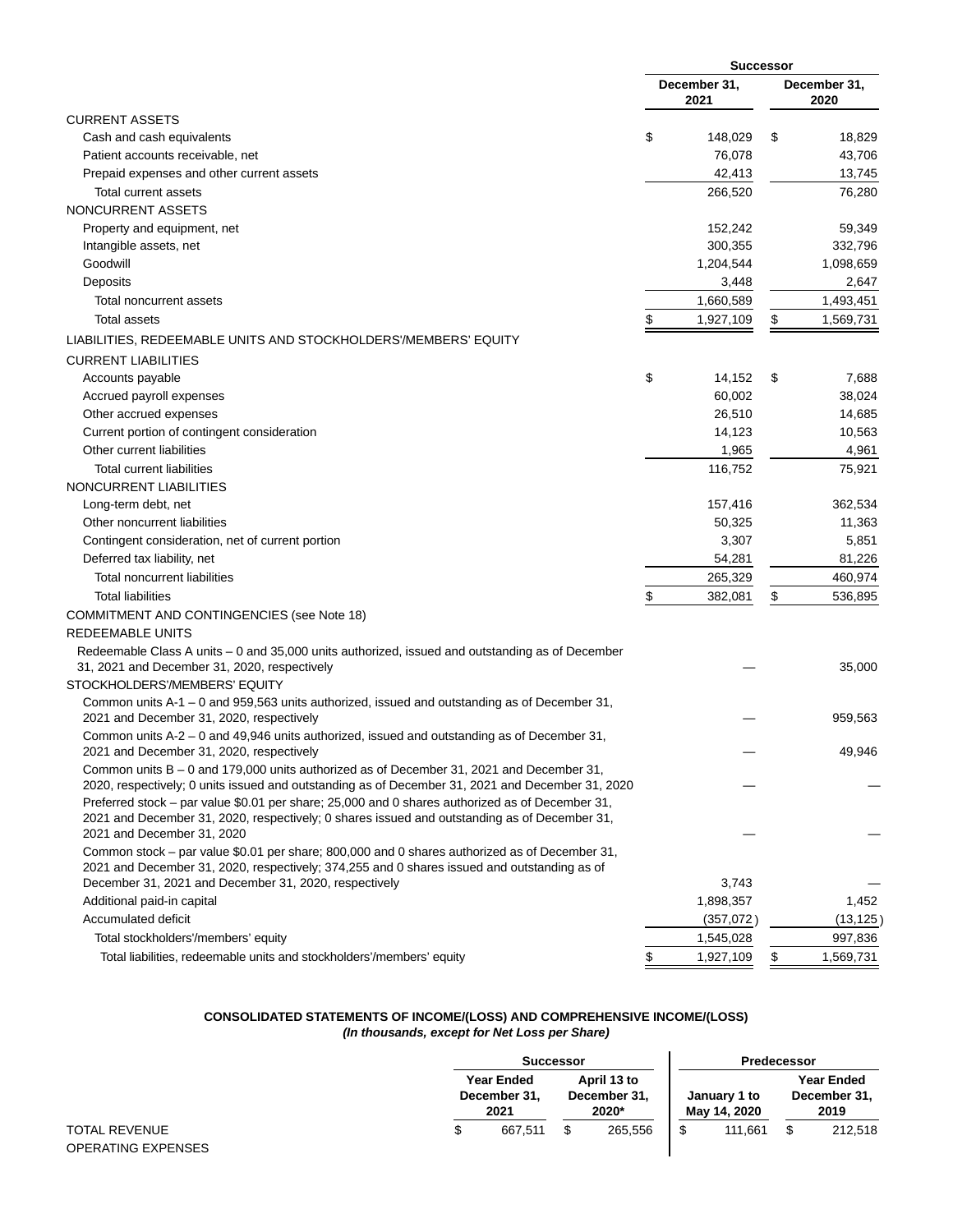| | Successor | |
|---|---|---|
| | December 31, 2021 | December 31, 2020 |
| CURRENT ASSETS | | |
| Cash and cash equivalents | $ 148,029 | $ 18,829 |
| Patient accounts receivable, net | 76,078 | 43,706 |
| Prepaid expenses and other current assets | 42,413 | 13,745 |
| Total current assets | 266,520 | 76,280 |
| NONCURRENT ASSETS | | |
| Property and equipment, net | 152,242 | 59,349 |
| Intangible assets, net | 300,355 | 332,796 |
| Goodwill | 1,204,544 | 1,098,659 |
| Deposits | 3,448 | 2,647 |
| Total noncurrent assets | 1,660,589 | 1,493,451 |
| Total assets | $ 1,927,109 | $ 1,569,731 |
| LIABILITIES, REDEEMABLE UNITS AND STOCKHOLDERS'/MEMBERS' EQUITY | | |
| CURRENT LIABILITIES | | |
| Accounts payable | $ 14,152 | $ 7,688 |
| Accrued payroll expenses | 60,002 | 38,024 |
| Other accrued expenses | 26,510 | 14,685 |
| Current portion of contingent consideration | 14,123 | 10,563 |
| Other current liabilities | 1,965 | 4,961 |
| Total current liabilities | 116,752 | 75,921 |
| NONCURRENT LIABILITIES | | |
| Long-term debt, net | 157,416 | 362,534 |
| Other noncurrent liabilities | 50,325 | 11,363 |
| Contingent consideration, net of current portion | 3,307 | 5,851 |
| Deferred tax liability, net | 54,281 | 81,226 |
| Total noncurrent liabilities | 265,329 | 460,974 |
| Total liabilities | $ 382,081 | $ 536,895 |
| COMMITMENT AND CONTINGENCIES (see Note 18) | | |
| REDEEMABLE UNITS | | |
| Redeemable Class A units – 0 and 35,000 units authorized, issued and outstanding as of December 31, 2021 and December 31, 2020, respectively | — | 35,000 |
| STOCKHOLDERS'/MEMBERS' EQUITY | | |
| Common units A-1 – 0 and 959,563 units authorized, issued and outstanding as of December 31, 2021 and December 31, 2020, respectively | — | 959,563 |
| Common units A-2 – 0 and 49,946 units authorized, issued and outstanding as of December 31, 2021 and December 31, 2020, respectively | — | 49,946 |
| Common units B – 0 and 179,000 units authorized as of December 31, 2021 and December 31, 2020, respectively; 0 units issued and outstanding as of December 31, 2021 and December 31, 2020 | — | — |
| Preferred stock – par value $0.01 per share; 25,000 and 0 shares authorized as of December 31, 2021 and December 31, 2020, respectively; 0 shares issued and outstanding as of December 31, 2021 and December 31, 2020 | — | — |
| Common stock – par value $0.01 per share; 800,000 and 0 shares authorized as of December 31, 2021 and December 31, 2020, respectively; 374,255 and 0 shares issued and outstanding as of December 31, 2021 and December 31, 2020, respectively | 3,743 | — |
| Additional paid-in capital | 1,898,357 | 1,452 |
| Accumulated deficit | (357,072) | (13,125) |
| Total stockholders'/members' equity | 1,545,028 | 997,836 |
| Total liabilities, redeemable units and stockholders'/members' equity | $ 1,927,109 | $ 1,569,731 |

**CONSOLIDATED STATEMENTS OF INCOME/(LOSS) AND COMPREHENSIVE INCOME/(LOSS)**
***(In thousands, except for Net Loss per Share)***

| | Successor | | Predecessor | |
|---|---|---|---|---|
| | Year Ended December 31, 2021 | April 13 to December 31, 2020* | January 1 to May 14, 2020 | Year Ended December 31, 2019 |
| TOTAL REVENUE | $ 667,511 | $ 265,556 | $ 111,661 | $ 212,518 |
| OPERATING EXPENSES | | | | |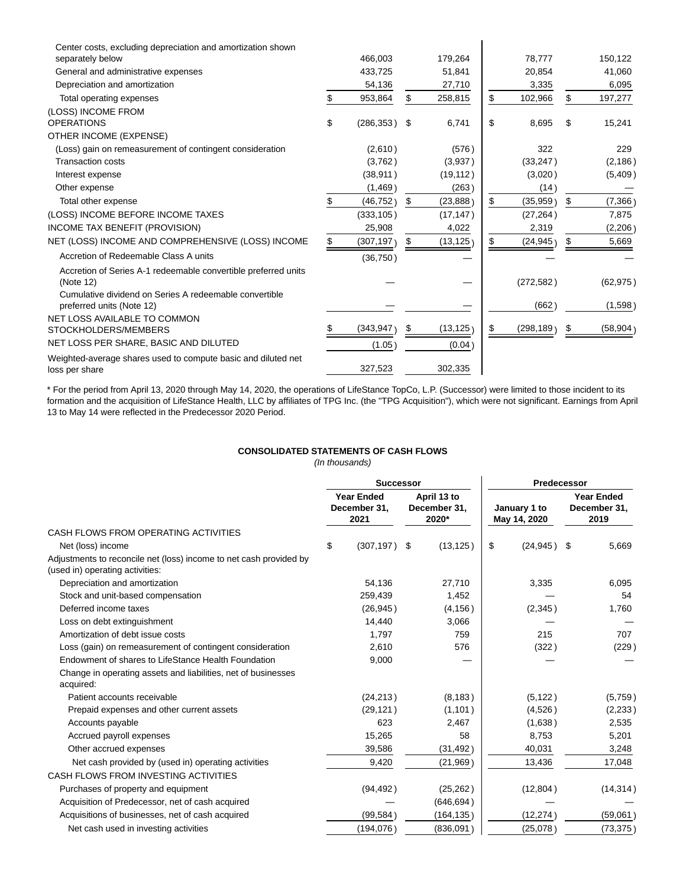| | Successor | | Predecessor | |
|---|---|---|---|---|
| | Year Ended December 31, 2021 | April 13 to December 31, 2020* | January 1 to May 14, 2020 | Year Ended December 31, 2019 |
| Center costs, excluding depreciation and amortization shown separately below | 466,003 | 179,264 | 78,777 | 150,122 |
| General and administrative expenses | 433,725 | 51,841 | 20,854 | 41,060 |
| Depreciation and amortization | 54,136 | 27,710 | 3,335 | 6,095 |
| Total operating expenses | $ 953,864 | $ 258,815 | $ 102,966 | $ 197,277 |
| (LOSS) INCOME FROM OPERATIONS | $ (286,353) | $ 6,741 | $ 8,695 | $ 15,241 |
| OTHER INCOME (EXPENSE) | | | | |
| (Loss) gain on remeasurement of contingent consideration | (2,610) | (576) | 322 | 229 |
| Transaction costs | (3,762) | (3,937) | (33,247) | (2,186) |
| Interest expense | (38,911) | (19,112) | (3,020) | (5,409) |
| Other expense | (1,469) | (263) | (14) | — |
| Total other expense | $ (46,752) | $ (23,888) | $ (35,959) | $ (7,366) |
| (LOSS) INCOME BEFORE INCOME TAXES | (333,105) | (17,147) | (27,264) | 7,875 |
| INCOME TAX BENEFIT (PROVISION) | 25,908 | 4,022 | 2,319 | (2,206) |
| NET (LOSS) INCOME AND COMPREHENSIVE (LOSS) INCOME | $ (307,197) | $ (13,125) | $ (24,945) | $ 5,669 |
| Accretion of Redeemable Class A units | (36,750) | — | — | — |
| Accretion of Series A-1 redeemable convertible preferred units (Note 12) | — | — | (272,582) | (62,975) |
| Cumulative dividend on Series A redeemable convertible preferred units (Note 12) | — | — | (662) | (1,598) |
| NET LOSS AVAILABLE TO COMMON STOCKHOLDERS/MEMBERS | $ (343,947) | $ (13,125) | $ (298,189) | $ (58,904) |
| NET LOSS PER SHARE, BASIC AND DILUTED | (1.05) | (0.04) | | |
| Weighted-average shares used to compute basic and diluted net loss per share | 327,523 | 302,335 | | |

* For the period from April 13, 2020 through May 14, 2020, the operations of LifeStance TopCo, L.P. (Successor) were limited to those incident to its formation and the acquisition of LifeStance Health, LLC by affiliates of TPG Inc. (the "TPG Acquisition"), which were not significant. Earnings from April 13 to May 14 were reflected in the Predecessor 2020 Period.

**CONSOLIDATED STATEMENTS OF CASH FLOWS**

*(In thousands)*

| | Successor | | Predecessor | |
|---|---|---|---|---|
| | Year Ended December 31, 2021 | April 13 to December 31, 2020* | January 1 to May 14, 2020 | Year Ended December 31, 2019 |
| CASH FLOWS FROM OPERATING ACTIVITIES | | | | |
| Net (loss) income | $ (307,197) | $ (13,125) | $ (24,945) | $ 5,669 |
| Adjustments to reconcile net (loss) income to net cash provided by (used in) operating activities: | | | | |
| Depreciation and amortization | 54,136 | 27,710 | 3,335 | 6,095 |
| Stock and unit-based compensation | 259,439 | 1,452 | — | 54 |
| Deferred income taxes | (26,945) | (4,156) | (2,345) | 1,760 |
| Loss on debt extinguishment | 14,440 | 3,066 | — | — |
| Amortization of debt issue costs | 1,797 | 759 | 215 | 707 |
| Loss (gain) on remeasurement of contingent consideration | 2,610 | 576 | (322) | (229) |
| Endowment of shares to LifeStance Health Foundation | 9,000 | — | — | — |
| Change in operating assets and liabilities, net of businesses acquired: | | | | |
| Patient accounts receivable | (24,213) | (8,183) | (5,122) | (5,759) |
| Prepaid expenses and other current assets | (29,121) | (1,101) | (4,526) | (2,233) |
| Accounts payable | 623 | 2,467 | (1,638) | 2,535 |
| Accrued payroll expenses | 15,265 | 58 | 8,753 | 5,201 |
| Other accrued expenses | 39,586 | (31,492) | 40,031 | 3,248 |
| Net cash provided by (used in) operating activities | 9,420 | (21,969) | 13,436 | 17,048 |
| CASH FLOWS FROM INVESTING ACTIVITIES | | | | |
| Purchases of property and equipment | (94,492) | (25,262) | (12,804) | (14,314) |
| Acquisition of Predecessor, net of cash acquired | — | (646,694) | — | — |
| Acquisitions of businesses, net of cash acquired | (99,584) | (164,135) | (12,274) | (59,061) |
| Net cash used in investing activities | (194,076) | (836,091) | (25,078) | (73,375) |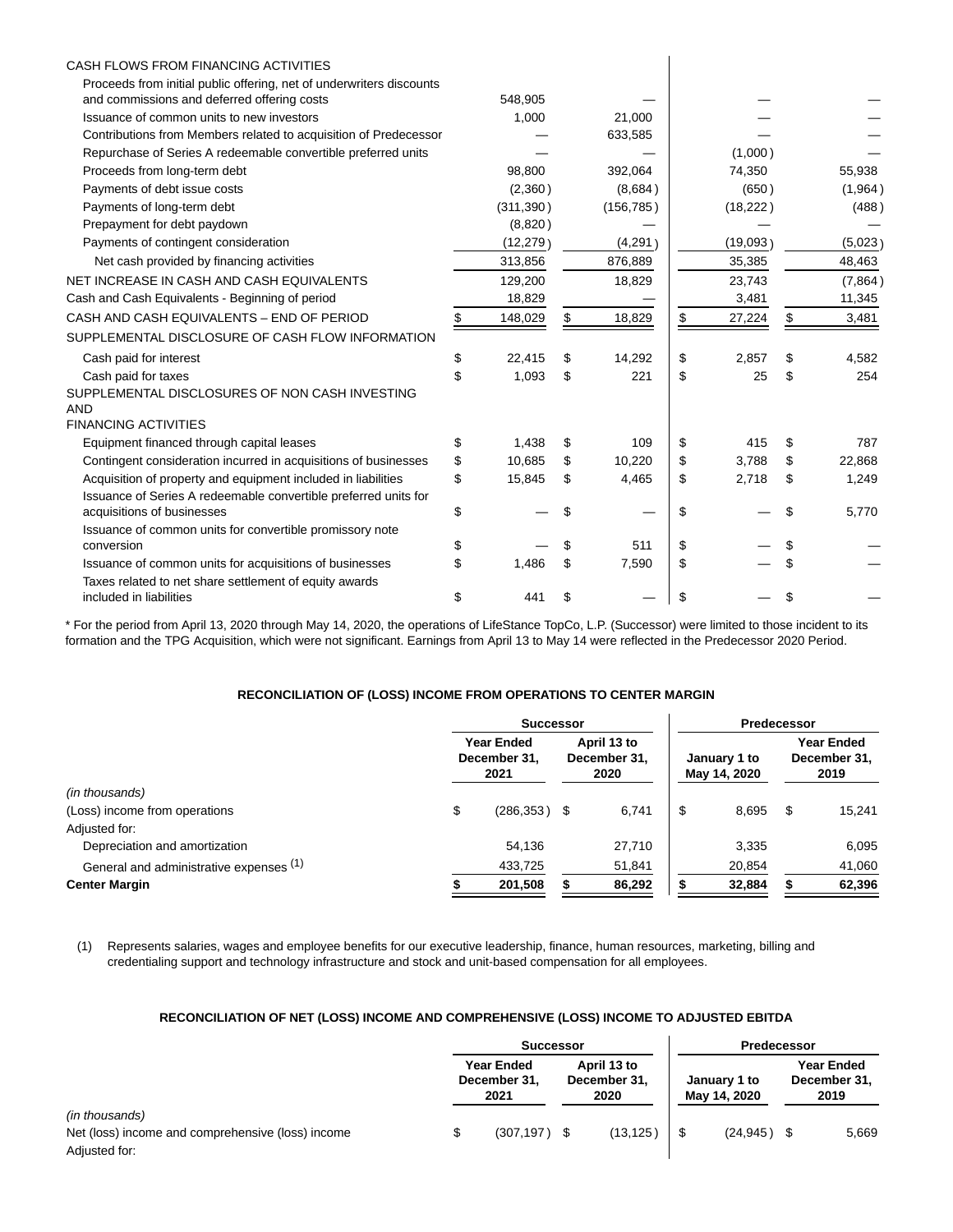| | Successor | | Predecessor | |
|---|---|---|---|---|
| | Year Ended December 31, 2021 | April 13 to December 31, 2020 | January 1 to May 14, 2020 | Year Ended December 31, 2019 |
| CASH FLOWS FROM FINANCING ACTIVITIES | | | | |
| Proceeds from initial public offering, net of underwriters discounts and commissions and deferred offering costs | 548,905 | — | — | — |
| Issuance of common units to new investors | 1,000 | 21,000 | — | — |
| Contributions from Members related to acquisition of Predecessor | — | 633,585 | — | — |
| Repurchase of Series A redeemable convertible preferred units | — | — | (1,000) | — |
| Proceeds from long-term debt | 98,800 | 392,064 | 74,350 | 55,938 |
| Payments of debt issue costs | (2,360) | (8,684) | (650) | (1,964) |
| Payments of long-term debt | (311,390) | (156,785) | (18,222) | (488) |
| Prepayment for debt paydown | (8,820) | — | — | — |
| Payments of contingent consideration | (12,279) | (4,291) | (19,093) | (5,023) |
| Net cash provided by financing activities | 313,856 | 876,889 | 35,385 | 48,463 |
| NET INCREASE IN CASH AND CASH EQUIVALENTS | 129,200 | 18,829 | 23,743 | (7,864) |
| Cash and Cash Equivalents - Beginning of period | 18,829 | — | 3,481 | 11,345 |
| CASH AND CASH EQUIVALENTS – END OF PERIOD | $ 148,029 | $ 18,829 | $ 27,224 | $ 3,481 |
| SUPPLEMENTAL DISCLOSURE OF CASH FLOW INFORMATION | | | | |
| Cash paid for interest | $ 22,415 | $ 14,292 | $ 2,857 | $ 4,582 |
| Cash paid for taxes | $ 1,093 | $ 221 | $ 25 | $ 254 |
| SUPPLEMENTAL DISCLOSURES OF NON CASH INVESTING AND FINANCING ACTIVITIES | | | | |
| Equipment financed through capital leases | $ 1,438 | $ 109 | $ 415 | $ 787 |
| Contingent consideration incurred in acquisitions of businesses | $ 10,685 | $ 10,220 | $ 3,788 | $ 22,868 |
| Acquisition of property and equipment included in liabilities | $ 15,845 | $ 4,465 | $ 2,718 | $ 1,249 |
| Issuance of Series A redeemable convertible preferred units for acquisitions of businesses | $ — | $ — | $ — | $ 5,770 |
| Issuance of common units for convertible promissory note conversion | $ — | $ 511 | $ — | $ — |
| Issuance of common units for acquisitions of businesses | $ 1,486 | $ 7,590 | $ — | $ — |
| Taxes related to net share settlement of equity awards included in liabilities | $ 441 | $ — | $ — | $ — |

* For the period from April 13, 2020 through May 14, 2020, the operations of LifeStance TopCo, L.P. (Successor) were limited to those incident to its formation and the TPG Acquisition, which were not significant. Earnings from April 13 to May 14 were reflected in the Predecessor 2020 Period.

**RECONCILIATION OF (LOSS) INCOME FROM OPERATIONS TO CENTER MARGIN**

| | Successor | | Predecessor | |
|---|---|---|---|---|
| | Year Ended December 31, 2021 | April 13 to December 31, 2020 | January 1 to May 14, 2020 | Year Ended December 31, 2019 |
| *(in thousands)* | | | | |
| (Loss) income from operations | $ (286,353) | $ 6,741 | $ 8,695 | $ 15,241 |
| Adjusted for: | | | | |
| Depreciation and amortization | 54,136 | 27,710 | 3,335 | 6,095 |
| General and administrative expenses (1) | 433,725 | 51,841 | 20,854 | 41,060 |
| **Center Margin** | **$ 201,508** | **$ 86,292** | **$ 32,884** | **$ 62,396** |

(1) Represents salaries, wages and employee benefits for our executive leadership, finance, human resources, marketing, billing and credentialing support and technology infrastructure and stock and unit-based compensation for all employees.

**RECONCILIATION OF NET (LOSS) INCOME AND COMPREHENSIVE (LOSS) INCOME TO ADJUSTED EBITDA**

| | Successor | | Predecessor | |
|---|---|---|---|---|
| | Year Ended December 31, 2021 | April 13 to December 31, 2020 | January 1 to May 14, 2020 | Year Ended December 31, 2019 |
| *(in thousands)* | | | | |
| Net (loss) income and comprehensive (loss) income | $ (307,197) | $ (13,125) | $ (24,945) | $ 5,669 |
| Adjusted for: | | | | |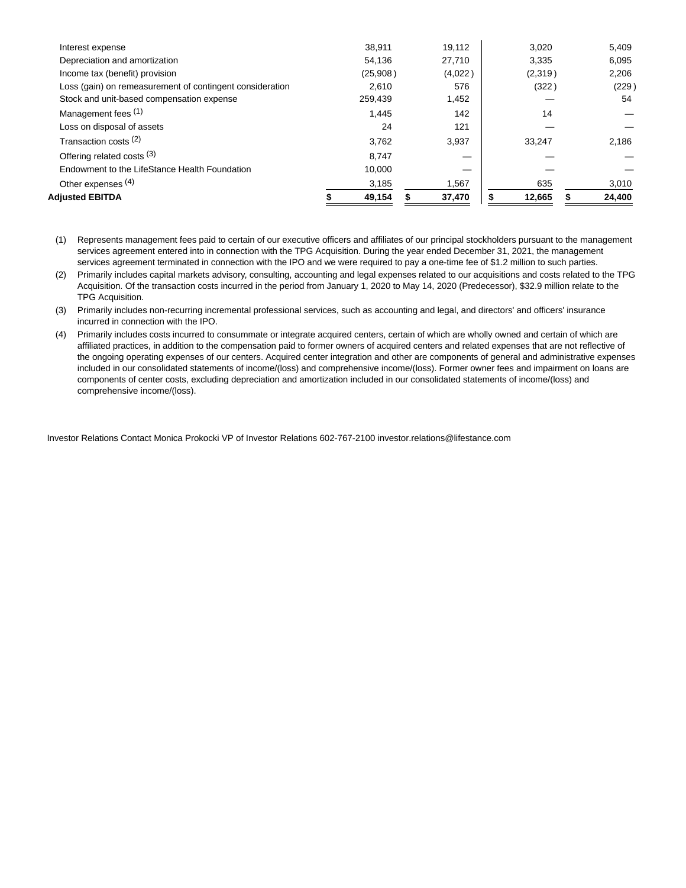| | | | | |
|---|---|---|---|---|
| Interest expense | 38,911 | 19,112 | 3,020 | 5,409 |
| Depreciation and amortization | 54,136 | 27,710 | 3,335 | 6,095 |
| Income tax (benefit) provision | (25,908) | (4,022) | (2,319) | 2,206 |
| Loss (gain) on remeasurement of contingent consideration | 2,610 | 576 | (322) | (229) |
| Stock and unit-based compensation expense | 259,439 | 1,452 | — | 54 |
| Management fees (1) | 1,445 | 142 | 14 | — |
| Loss on disposal of assets | 24 | 121 | — | — |
| Transaction costs (2) | 3,762 | 3,937 | 33,247 | 2,186 |
| Offering related costs (3) | 8,747 | — | — | — |
| Endowment to the LifeStance Health Foundation | 10,000 | — | — | — |
| Other expenses (4) | 3,185 | 1,567 | 635 | 3,010 |
| **Adjusted EBITDA** | **$ 49,154** | **$ 37,470** | **$ 12,665** | **$ 24,400** |

(1) Represents management fees paid to certain of our executive officers and affiliates of our principal stockholders pursuant to the management services agreement entered into in connection with the TPG Acquisition. During the year ended December 31, 2021, the management services agreement terminated in connection with the IPO and we were required to pay a one-time fee of $1.2 million to such parties.

(2) Primarily includes capital markets advisory, consulting, accounting and legal expenses related to our acquisitions and costs related to the TPG Acquisition. Of the transaction costs incurred in the period from January 1, 2020 to May 14, 2020 (Predecessor), $32.9 million relate to the TPG Acquisition.

(3) Primarily includes non-recurring incremental professional services, such as accounting and legal, and directors' and officers' insurance incurred in connection with the IPO.

(4) Primarily includes costs incurred to consummate or integrate acquired centers, certain of which are wholly owned and certain of which are affiliated practices, in addition to the compensation paid to former owners of acquired centers and related expenses that are not reflective of the ongoing operating expenses of our centers. Acquired center integration and other are components of general and administrative expenses included in our consolidated statements of income/(loss) and comprehensive income/(loss). Former owner fees and impairment on loans are components of center costs, excluding depreciation and amortization included in our consolidated statements of income/(loss) and comprehensive income/(loss).

Investor Relations Contact Monica Prokocki VP of Investor Relations 602-767-2100 investor.relations@lifestance.com